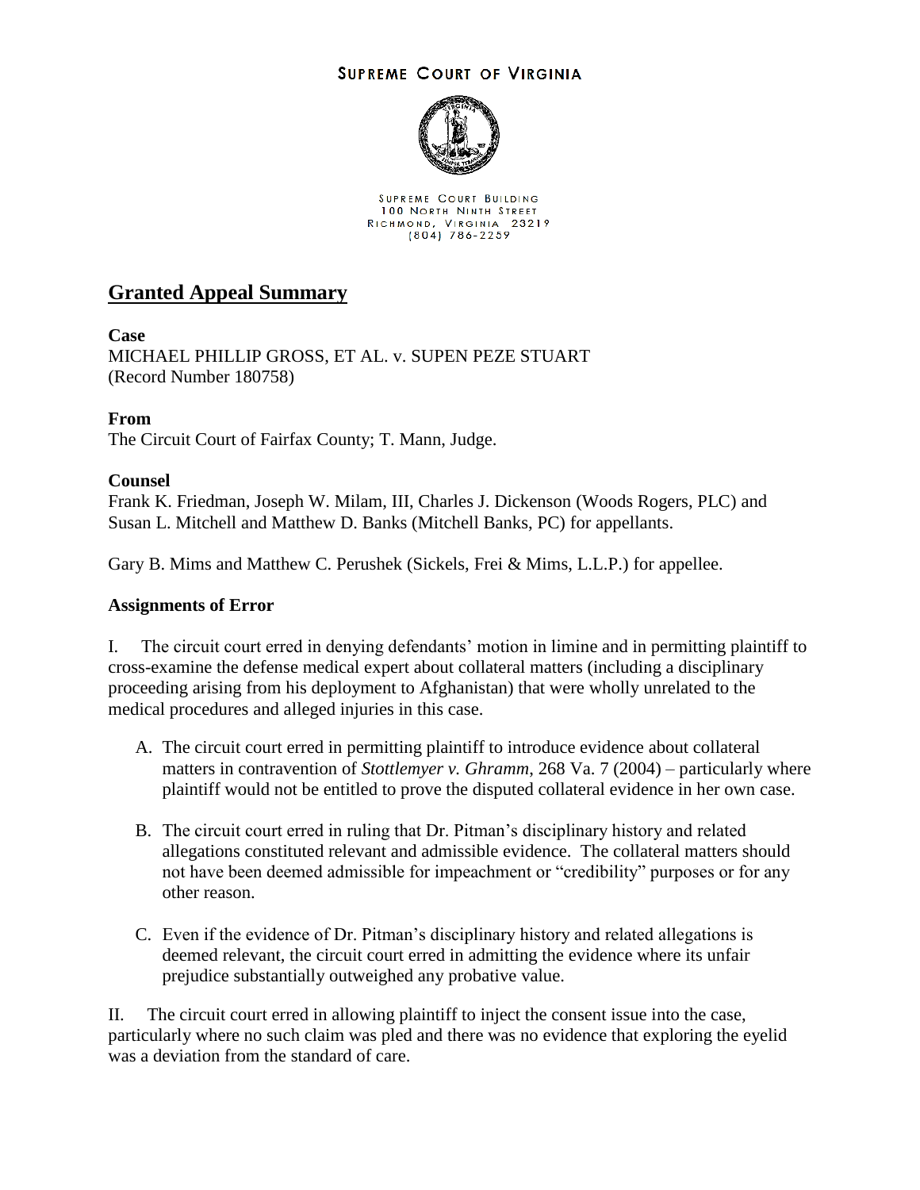SUPREME COURT OF VIRGINIA

SUPREME COURT BUILDING
100 NORTH NINTH STREET
RICHMOND, VIRGINIA 23219
(804) 786-2259

# Granted Appeal Summary

**Case**
MICHAEL PHILLIP GROSS, ET AL. v. SUPEN PEZE STUART
(Record Number 180758)

**From**
The Circuit Court of Fairfax County; T. Mann, Judge.

**Counsel**
Frank K. Friedman, Joseph W. Milam, III, Charles J. Dickenson (Woods Rogers, PLC) and Susan L. Mitchell and Matthew D. Banks (Mitchell Banks, PC) for appellants.

Gary B. Mims and Matthew C. Perushek (Sickels, Frei & Mims, L.L.P.) for appellee.

**Assignments of Error**

I. The circuit court erred in denying defendants' motion in limine and in permitting plaintiff to cross-examine the defense medical expert about collateral matters (including a disciplinary proceeding arising from his deployment to Afghanistan) that were wholly unrelated to the medical procedures and alleged injuries in this case.

A. The circuit court erred in permitting plaintiff to introduce evidence about collateral matters in contravention of *Stottlemyer v. Ghramm*, 268 Va. 7 (2004) – particularly where plaintiff would not be entitled to prove the disputed collateral evidence in her own case.

B. The circuit court erred in ruling that Dr. Pitman's disciplinary history and related allegations constituted relevant and admissible evidence. The collateral matters should not have been deemed admissible for impeachment or "credibility" purposes or for any other reason.

C. Even if the evidence of Dr. Pitman's disciplinary history and related allegations is deemed relevant, the circuit court erred in admitting the evidence where its unfair prejudice substantially outweighed any probative value.

II. The circuit court erred in allowing plaintiff to inject the consent issue into the case, particularly where no such claim was pled and there was no evidence that exploring the eyelid was a deviation from the standard of care.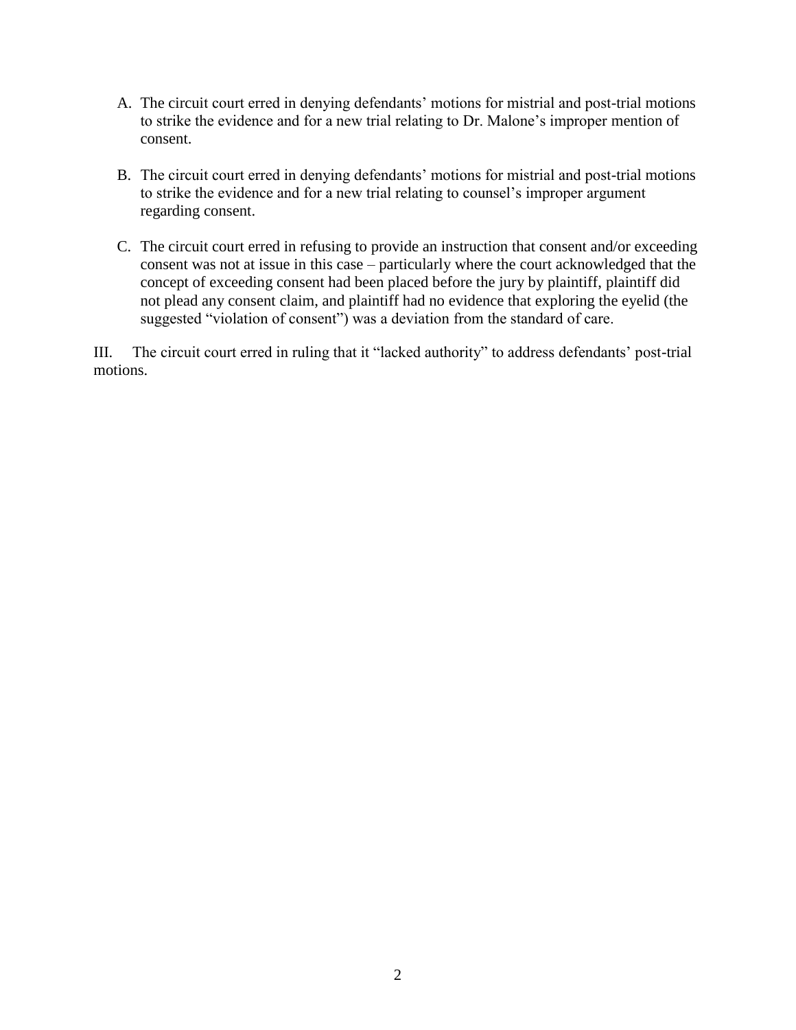A. The circuit court erred in denying defendants' motions for mistrial and post-trial motions to strike the evidence and for a new trial relating to Dr. Malone's improper mention of consent.

B. The circuit court erred in denying defendants' motions for mistrial and post-trial motions to strike the evidence and for a new trial relating to counsel's improper argument regarding consent.

C. The circuit court erred in refusing to provide an instruction that consent and/or exceeding consent was not at issue in this case – particularly where the court acknowledged that the concept of exceeding consent had been placed before the jury by plaintiff, plaintiff did not plead any consent claim, and plaintiff had no evidence that exploring the eyelid (the suggested "violation of consent") was a deviation from the standard of care.

III. The circuit court erred in ruling that it "lacked authority" to address defendants' post-trial motions.